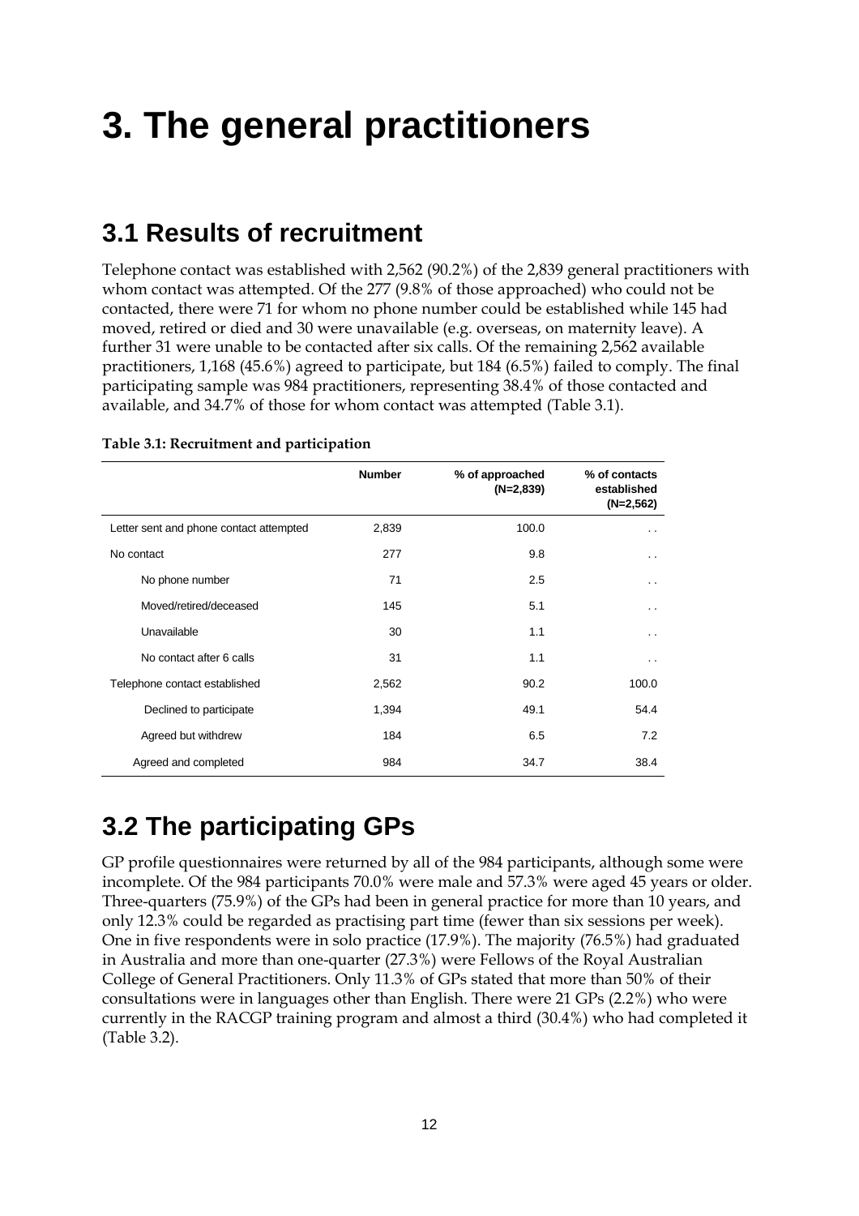# 3. The general practitioners

## 3.1 Results of recruitment

Telephone contact was established with 2,562 (90.2%) of the 2,839 general practitioners with whom contact was attempted. Of the 277 (9.8% of those approached) who could not be contacted, there were 71 for whom no phone number could be established while 145 had moved, retired or died and 30 were unavailable (e.g. overseas, on maternity leave). A further 31 were unable to be contacted after six calls. Of the remaining 2,562 available practitioners, 1,168 (45.6%) agreed to participate, but 184 (6.5%) failed to comply. The final participating sample was 984 practitioners, representing 38.4% of those contacted and available, and 34.7% of those for whom contact was attempted (Table 3.1).

**Table 3.1: Recruitment and participation**

| | Number | % of approached (N=2,839) | % of contacts established (N=2,562) |
|---|---|---|---|
| Letter sent and phone contact attempted | 2,839 | 100.0 | . . |
| No contact | 277 | 9.8 | . . |
| No phone number | 71 | 2.5 | . . |
| Moved/retired/deceased | 145 | 5.1 | . . |
| Unavailable | 30 | 1.1 | . . |
| No contact after 6 calls | 31 | 1.1 | . . |
| Telephone contact established | 2,562 | 90.2 | 100.0 |
| Declined to participate | 1,394 | 49.1 | 54.4 |
| Agreed but withdrew | 184 | 6.5 | 7.2 |
| Agreed and completed | 984 | 34.7 | 38.4 |

## 3.2 The participating GPs

GP profile questionnaires were returned by all of the 984 participants, although some were incomplete. Of the 984 participants 70.0% were male and 57.3% were aged 45 years or older. Three-quarters (75.9%) of the GPs had been in general practice for more than 10 years, and only 12.3% could be regarded as practising part time (fewer than six sessions per week). One in five respondents were in solo practice (17.9%). The majority (76.5%) had graduated in Australia and more than one-quarter (27.3%) were Fellows of the Royal Australian College of General Practitioners. Only 11.3% of GPs stated that more than 50% of their consultations were in languages other than English. There were 21 GPs (2.2%) who were currently in the RACGP training program and almost a third (30.4%) who had completed it (Table 3.2).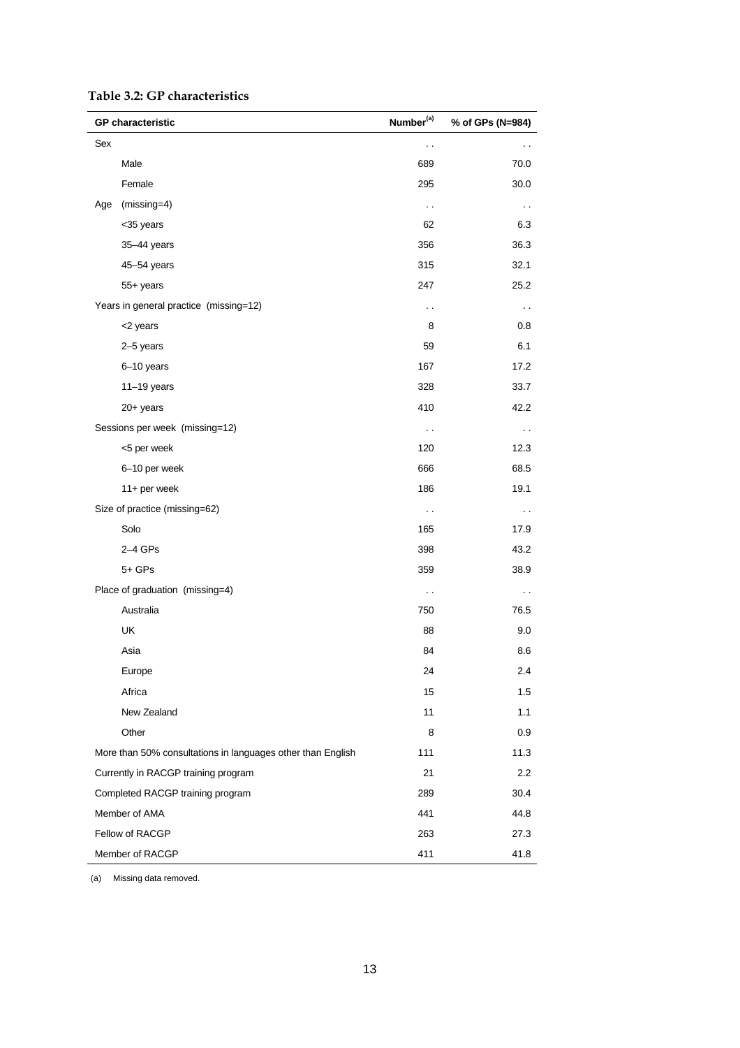**Table 3.2: GP characteristics**

| GP characteristic | Number[(a)] | % of GPs (N=984) |
|---|---|---|
| Sex | . . | . . |
| Male | 689 | 70.0 |
| Female | 295 | 30.0 |
| Age (missing=4) | . . | . . |
| <35 years | 62 | 6.3 |
| 35–44 years | 356 | 36.3 |
| 45–54 years | 315 | 32.1 |
| 55+ years | 247 | 25.2 |
| Years in general practice (missing=12) | . . | . . |
| <2 years | 8 | 0.8 |
| 2–5 years | 59 | 6.1 |
| 6–10 years | 167 | 17.2 |
| 11–19 years | 328 | 33.7 |
| 20+ years | 410 | 42.2 |
| Sessions per week (missing=12) | . . | . . |
| <5 per week | 120 | 12.3 |
| 6–10 per week | 666 | 68.5 |
| 11+ per week | 186 | 19.1 |
| Size of practice (missing=62) | . . | . . |
| Solo | 165 | 17.9 |
| 2–4 GPs | 398 | 43.2 |
| 5+ GPs | 359 | 38.9 |
| Place of graduation (missing=4) | . . | . . |
| Australia | 750 | 76.5 |
| UK | 88 | 9.0 |
| Asia | 84 | 8.6 |
| Europe | 24 | 2.4 |
| Africa | 15 | 1.5 |
| New Zealand | 11 | 1.1 |
| Other | 8 | 0.9 |
| More than 50% consultations in languages other than English | 111 | 11.3 |
| Currently in RACGP training program | 21 | 2.2 |
| Completed RACGP training program | 289 | 30.4 |
| Member of AMA | 441 | 44.8 |
| Fellow of RACGP | 263 | 27.3 |
| Member of RACGP | 411 | 41.8 |

(a) Missing data removed.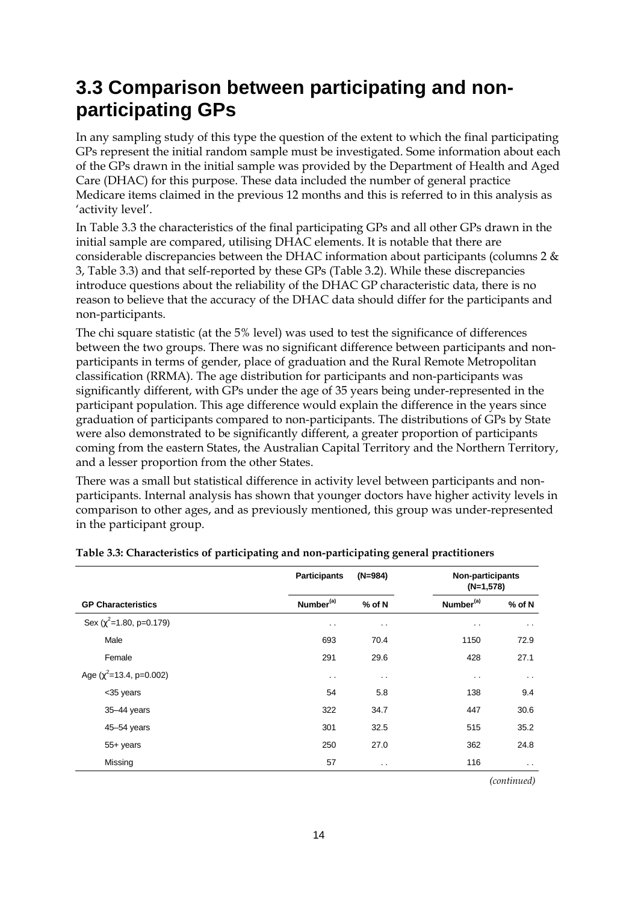# 3.3 Comparison between participating and non-participating GPs

In any sampling study of this type the question of the extent to which the final participating GPs represent the initial random sample must be investigated. Some information about each of the GPs drawn in the initial sample was provided by the Department of Health and Aged Care (DHAC) for this purpose. These data included the number of general practice Medicare items claimed in the previous 12 months and this is referred to in this analysis as 'activity level'.

In Table 3.3 the characteristics of the final participating GPs and all other GPs drawn in the initial sample are compared, utilising DHAC elements. It is notable that there are considerable discrepancies between the DHAC information about participants (columns 2 & 3, Table 3.3) and that self-reported by these GPs (Table 3.2). While these discrepancies introduce questions about the reliability of the DHAC GP characteristic data, there is no reason to believe that the accuracy of the DHAC data should differ for the participants and non-participants.

The chi square statistic (at the 5% level) was used to test the significance of differences between the two groups. There was no significant difference between participants and non-participants in terms of gender, place of graduation and the Rural Remote Metropolitan classification (RRMA). The age distribution for participants and non-participants was significantly different, with GPs under the age of 35 years being under-represented in the participant population. This age difference would explain the difference in the years since graduation of participants compared to non-participants. The distributions of GPs by State were also demonstrated to be significantly different, a greater proportion of participants coming from the eastern States, the Australian Capital Territory and the Northern Territory, and a lesser proportion from the other States.

There was a small but statistical difference in activity level between participants and non-participants. Internal analysis has shown that younger doctors have higher activity levels in comparison to other ages, and as previously mentioned, this group was under-represented in the participant group.

**Table 3.3: Characteristics of participating and non-participating general practitioners**

| | Participants (N=984) | | Non-participants (N=1,578) | |
|---|---|---|---|---|
| **GP Characteristics** | **Number[(a)]** | **% of N** | **Number[(a)]** | **% of N** |
| Sex ($\chi^2$=1.80, p=0.179) | . . | . . | . . | . . |
| Male | 693 | 70.4 | 1150 | 72.9 |
| Female | 291 | 29.6 | 428 | 27.1 |
| Age ($\chi^2$=13.4, p=0.002) | . . | . . | . . | . . |
| <35 years | 54 | 5.8 | 138 | 9.4 |
| 35–44 years | 322 | 34.7 | 447 | 30.6 |
| 45–54 years | 301 | 32.5 | 515 | 35.2 |
| 55+ years | 250 | 27.0 | 362 | 24.8 |
| Missing | 57 | . . | 116 | . . |

*(continued)*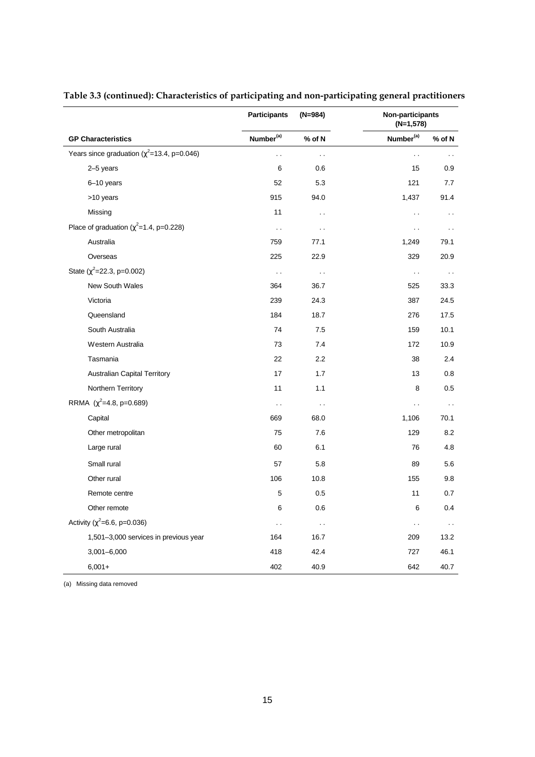**Table 3.3 (continued): Characteristics of participating and non-participating general practitioners**

| | Participants (N=984) | | Non-participants (N=1,578) | |
|---|---|---|---|---|
| **GP Characteristics** | Number[(a)] | % of N | Number[(a)] | % of N |
| Years since graduation ($\chi^2$=13.4, p=0.046) | . . | . . | . . | . . |
| 2–5 years | 6 | 0.6 | 15 | 0.9 |
| 6–10 years | 52 | 5.3 | 121 | 7.7 |
| >10 years | 915 | 94.0 | 1,437 | 91.4 |
| Missing | 11 | . . | . . | . . |
| Place of graduation ($\chi^2$=1.4, p=0.228) | . . | . . | . . | . . |
| Australia | 759 | 77.1 | 1,249 | 79.1 |
| Overseas | 225 | 22.9 | 329 | 20.9 |
| State ($\chi^2$=22.3, p=0.002) | . . | . . | . . | . . |
| New South Wales | 364 | 36.7 | 525 | 33.3 |
| Victoria | 239 | 24.3 | 387 | 24.5 |
| Queensland | 184 | 18.7 | 276 | 17.5 |
| South Australia | 74 | 7.5 | 159 | 10.1 |
| Western Australia | 73 | 7.4 | 172 | 10.9 |
| Tasmania | 22 | 2.2 | 38 | 2.4 |
| Australian Capital Territory | 17 | 1.7 | 13 | 0.8 |
| Northern Territory | 11 | 1.1 | 8 | 0.5 |
| RRMA ($\chi^2$=4.8, p=0.689) | . . | . . | . . | . . |
| Capital | 669 | 68.0 | 1,106 | 70.1 |
| Other metropolitan | 75 | 7.6 | 129 | 8.2 |
| Large rural | 60 | 6.1 | 76 | 4.8 |
| Small rural | 57 | 5.8 | 89 | 5.6 |
| Other rural | 106 | 10.8 | 155 | 9.8 |
| Remote centre | 5 | 0.5 | 11 | 0.7 |
| Other remote | 6 | 0.6 | 6 | 0.4 |
| Activity ($\chi^2$=6.6, p=0.036) | . . | . . | . . | . . |
| 1,501–3,000 services in previous year | 164 | 16.7 | 209 | 13.2 |
| 3,001–6,000 | 418 | 42.4 | 727 | 46.1 |
| 6,001+ | 402 | 40.9 | 642 | 40.7 |

(a) Missing data removed